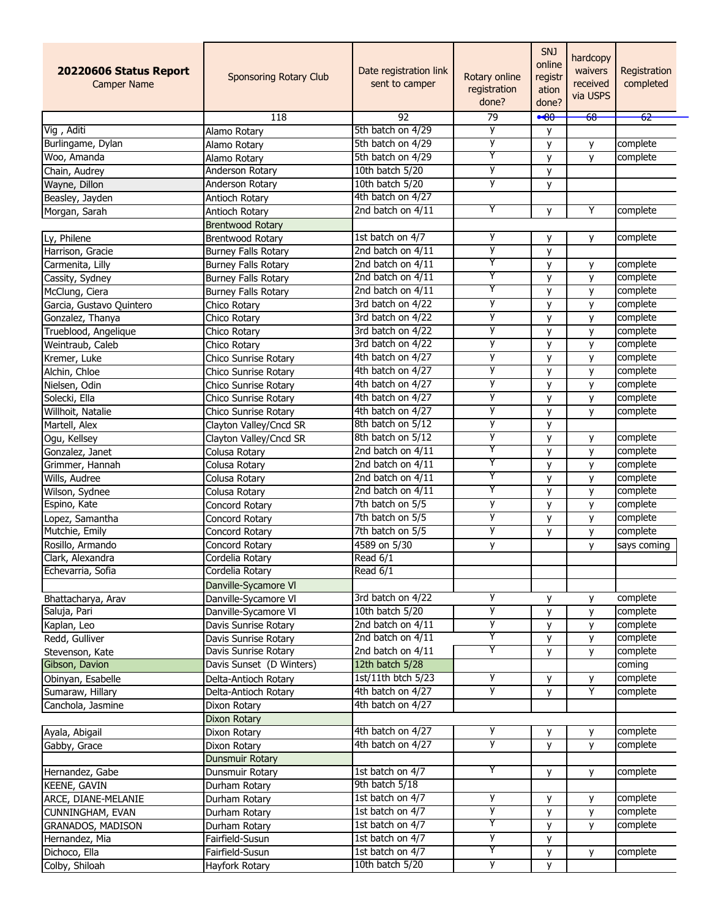| **20220606 Status Report** Camper Name | Sponsoring Rotary Club | Date registration link sent to camper | Rotary online registration done? | SNJ online registration done? | hardcopy waivers received via USPS | Registration completed |
|---|---|---|---|---|---|---|
| | 118 | 92 | 79 | 80 | 68 | 62 |
| Vig , Aditi | Alamo Rotary | 5th batch on 4/29 | y | y | | |
| Burlingame, Dylan | Alamo Rotary | 5th batch on 4/29 | y | y | y | complete |
| Woo, Amanda | Alamo Rotary | 5th batch on 4/29 | Y | y | y | complete |
| Chain, Audrey | Anderson Rotary | 10th batch 5/20 | y | y | | |
| Wayne, Dillon | Anderson Rotary | 10th batch 5/20 | y | y | | |
| Beasley, Jayden | Antioch Rotary | 4th batch on 4/27 | | | | |
| Morgan, Sarah | Antioch Rotary | 2nd batch on 4/11 | Y | y | Y | complete |
| | Brentwood Rotary | | | | | |
| Ly, Philene | Brentwood Rotary | 1st batch on 4/7 | y | y | y | complete |
| Harrison, Gracie | Burney Falls Rotary | 2nd batch on 4/11 | y | y | | |
| Carmenita, Lilly | Burney Falls Rotary | 2nd batch on 4/11 | Y | y | y | complete |
| Cassity, Sydney | Burney Falls Rotary | 2nd batch on 4/11 | Y | y | y | complete |
| McClung, Ciera | Burney Falls Rotary | 2nd batch on 4/11 | Y | y | y | complete |
| Garcia, Gustavo Quintero | Chico Rotary | 3rd batch on 4/22 | y | y | y | complete |
| Gonzalez, Thanya | Chico Rotary | 3rd batch on 4/22 | y | y | y | complete |
| Trueblood, Angelique | Chico Rotary | 3rd batch on 4/22 | y | y | y | complete |
| Weintraub, Caleb | Chico Rotary | 3rd batch on 4/22 | y | y | y | complete |
| Kremer, Luke | Chico Sunrise Rotary | 4th batch on 4/27 | y | y | y | complete |
| Alchin, Chloe | Chico Sunrise Rotary | 4th batch on 4/27 | y | y | y | complete |
| Nielsen, Odin | Chico Sunrise Rotary | 4th batch on 4/27 | y | y | y | complete |
| Solecki, Ella | Chico Sunrise Rotary | 4th batch on 4/27 | y | y | y | complete |
| Willhoit, Natalie | Chico Sunrise Rotary | 4th batch on 4/27 | y | y | y | complete |
| Martell, Alex | Clayton Valley/Cncd SR | 8th batch on 5/12 | y | y | | |
| Ogu, Kellsey | Clayton Valley/Cncd SR | 8th batch on 5/12 | y | y | y | complete |
| Gonzalez, Janet | Colusa Rotary | 2nd batch on 4/11 | Y | y | y | complete |
| Grimmer, Hannah | Colusa Rotary | 2nd batch on 4/11 | Y | y | y | complete |
| Wills, Audree | Colusa Rotary | 2nd batch on 4/11 | Y | y | y | complete |
| Wilson, Sydnee | Colusa Rotary | 2nd batch on 4/11 | Y | y | y | complete |
| Espino, Kate | Concord Rotary | 7th batch on 5/5 | y | y | y | complete |
| Lopez, Samantha | Concord Rotary | 7th batch on 5/5 | y | y | y | complete |
| Mutchie, Emily | Concord Rotary | 7th batch on 5/5 | y | y | y | complete |
| Rosillo, Armando | Concord Rotary | 4589 on 5/30 | y | | y | says coming |
| Clark, Alexandra | Cordelia Rotary | Read 6/1 | | | | |
| Echevarria, Sofia | Cordelia Rotary | Read 6/1 | | | | |
| | Danville-Sycamore Vl | | | | | |
| Bhattacharya, Arav | Danville-Sycamore Vl | 3rd batch on 4/22 | y | y | y | complete |
| Saluja, Pari | Danville-Sycamore Vl | 10th batch 5/20 | y | y | y | complete |
| Kaplan, Leo | Davis Sunrise Rotary | 2nd batch on 4/11 | y | y | y | complete |
| Redd, Gulliver | Davis Sunrise Rotary | 2nd batch on 4/11 | Y | y | y | complete |
| Stevenson, Kate | Davis Sunrise Rotary | 2nd batch on 4/11 | Y | y | y | complete |
| Gibson, Davion | Davis Sunset (D Winters) | 12th batch 5/28 | | | | coming |
| Obinyan, Esabelle | Delta-Antioch Rotary | 1st/11th btch 5/23 | y | y | y | complete |
| Sumaraw, Hillary | Delta-Antioch Rotary | 4th batch on 4/27 | y | y | Y | complete |
| Canchola, Jasmine | Dixon Rotary | 4th batch on 4/27 | | | | |
| | Dixon Rotary | | | | | |
| Ayala, Abigail | Dixon Rotary | 4th batch on 4/27 | y | y | y | complete |
| Gabby, Grace | Dixon Rotary | 4th batch on 4/27 | y | y | y | complete |
| | Dunsmuir Rotary | | | | | |
| Hernandez, Gabe | Dunsmuir Rotary | 1st batch on 4/7 | Y | y | y | complete |
| KEENE, GAVIN | Durham Rotary | 9th batch 5/18 | | | | |
| ARCE, DIANE-MELANIE | Durham Rotary | 1st batch on 4/7 | y | y | y | complete |
| CUNNINGHAM, EVAN | Durham Rotary | 1st batch on 4/7 | y | y | y | complete |
| GRANADOS, MADISON | Durham Rotary | 1st batch on 4/7 | Y | y | y | complete |
| Hernandez, Mia | Fairfield-Susun | 1st batch on 4/7 | y | y | | |
| Dichoco, Ella | Fairfield-Susun | 1st batch on 4/7 | Y | y | y | complete |
| Colby, Shiloah | Hayfork Rotary | 10th batch 5/20 | y | y | | |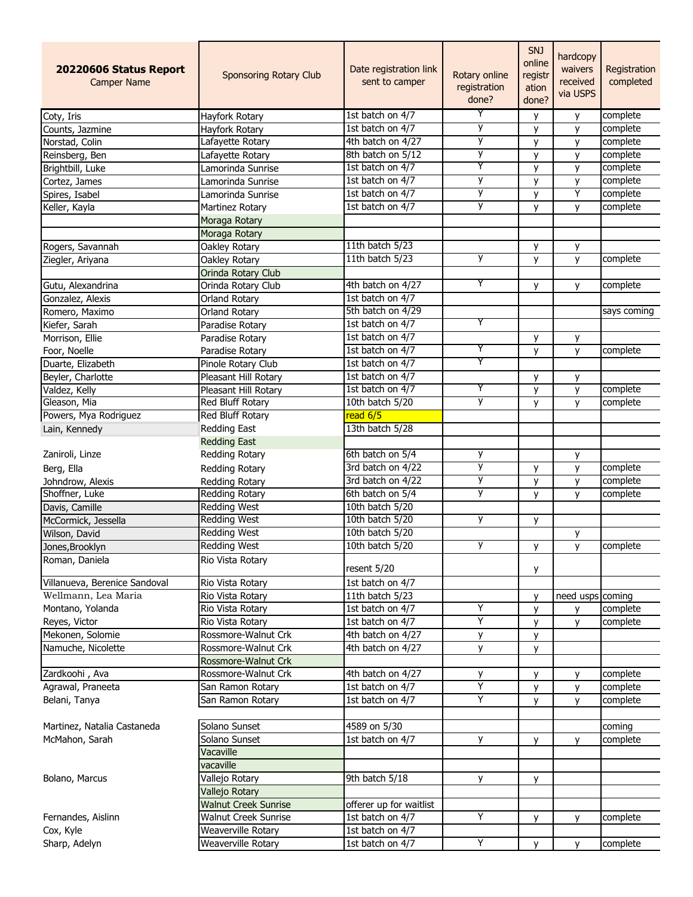| **20220606 Status Report** Camper Name | Sponsoring Rotary Club | Date registration link sent to camper | Rotary online registration done? | SNJ online registration done? | hardcopy waivers received via USPS | Registration completed |
|---|---|---|---|---|---|---|
| Coty, Iris | Hayfork Rotary | 1st batch on 4/7 | Y | y | y | complete |
| Counts, Jazmine | Hayfork Rotary | 1st batch on 4/7 | y | y | y | complete |
| Norstad, Colin | Lafayette Rotary | 4th batch on 4/27 | y | y | y | complete |
| Reinsberg, Ben | Lafayette Rotary | 8th batch on 5/12 | y | y | y | complete |
| Brightbill, Luke | Lamorinda Sunrise | 1st batch on 4/7 | Y | y | y | complete |
| Cortez, James | Lamorinda Sunrise | 1st batch on 4/7 | y | y | y | complete |
| Spires, Isabel | Lamorinda Sunrise | 1st batch on 4/7 | y | y | Y | complete |
| Keller, Kayla | Martinez Rotary | 1st batch on 4/7 | y | y | y | complete |
| | Moraga Rotary | | | | | |
| | Moraga Rotary | | | | | |
| Rogers, Savannah | Oakley Rotary | 11th batch 5/23 | | y | y | |
| Ziegler, Ariyana | Oakley Rotary | 11th batch 5/23 | y | y | y | complete |
| | Orinda Rotary Club | | | | | |
| Gutu, Alexandrina | Orinda Rotary Club | 4th batch on 4/27 | Y | y | y | complete |
| Gonzalez, Alexis | Orland Rotary | 1st batch on 4/7 | | | | |
| Romero, Maximo | Orland Rotary | 5th batch on 4/29 | | | | says coming |
| Kiefer, Sarah | Paradise Rotary | 1st batch on 4/7 | Y | | | |
| Morrison, Ellie | Paradise Rotary | 1st batch on 4/7 | | y | y | |
| Foor, Noelle | Paradise Rotary | 1st batch on 4/7 | Y | y | y | complete |
| Duarte, Elizabeth | Pinole Rotary Club | 1st batch on 4/7 | Y | | | |
| Beyler, Charlotte | Pleasant Hill Rotary | 1st batch on 4/7 | | y | y | |
| Valdez, Kelly | Pleasant Hill Rotary | 1st batch on 4/7 | Y | y | y | complete |
| Gleason, Mia | Red Bluff Rotary | 10th batch 5/20 | y | y | y | complete |
| Powers, Mya Rodriguez | Red Bluff Rotary | read 6/5 | | | | |
| Lain, Kennedy | Redding East | 13th batch 5/28 | | | | |
| | Redding East | | | | | |
| Zaniroli, Linze | Redding Rotary | 6th batch on 5/4 | y | | y | |
| Berg, Ella | Redding Rotary | 3rd batch on 4/22 | y | y | y | complete |
| Johndrow, Alexis | Redding Rotary | 3rd batch on 4/22 | y | y | y | complete |
| Shoffner, Luke | Redding Rotary | 6th batch on 5/4 | y | y | y | complete |
| Davis, Camille | Redding West | 10th batch 5/20 | | | | |
| McCormick, Jessella | Redding West | 10th batch 5/20 | y | y | | |
| Wilson, David | Redding West | 10th batch 5/20 | | | y | |
| Jones,Brooklyn | Redding West | 10th batch 5/20 | y | y | y | complete |
| Roman, Daniela | Rio Vista Rotary | resent 5/20 | | y | | |
| Villanueva, Berenice Sandoval | Rio Vista Rotary | 1st batch on 4/7 | | | | |
| Wellmann, Lea Maria | Rio Vista Rotary | 11th batch 5/23 | | y | need usps | coming |
| Montano, Yolanda | Rio Vista Rotary | 1st batch on 4/7 | Y | y | y | complete |
| Reyes, Victor | Rio Vista Rotary | 1st batch on 4/7 | Y | y | y | complete |
| Mekonen, Solomie | Rossmore-Walnut Crk | 4th batch on 4/27 | y | y | | |
| Namuche, Nicolette | Rossmore-Walnut Crk | 4th batch on 4/27 | y | y | | |
| | Rossmore-Walnut Crk | | | | | |
| Zardkoohi , Ava | Rossmore-Walnut Crk | 4th batch on 4/27 | y | y | y | complete |
| Agrawal, Praneeta | San Ramon Rotary | 1st batch on 4/7 | Y | y | y | complete |
| Belani, Tanya | San Ramon Rotary | 1st batch on 4/7 | Y | y | y | complete |
| | | | | | | |
| Martinez, Natalia Castaneda | Solano Sunset | 4589 on 5/30 | | | | coming |
| McMahon, Sarah | Solano Sunset | 1st batch on 4/7 | y | y | y | complete |
| | Vacaville | | | | | |
| | vacaville | | | | | |
| Bolano, Marcus | Vallejo Rotary | 9th batch 5/18 | y | y | | |
| | Vallejo Rotary | | | | | |
| | Walnut Creek Sunrise | offerer up for waitlist | | | | |
| Fernandes, Aislinn | Walnut Creek Sunrise | 1st batch on 4/7 | Y | y | y | complete |
| Cox, Kyle | Weaverville Rotary | 1st batch on 4/7 | | | | |
| Sharp, Adelyn | Weaverville Rotary | 1st batch on 4/7 | Y | y | y | complete |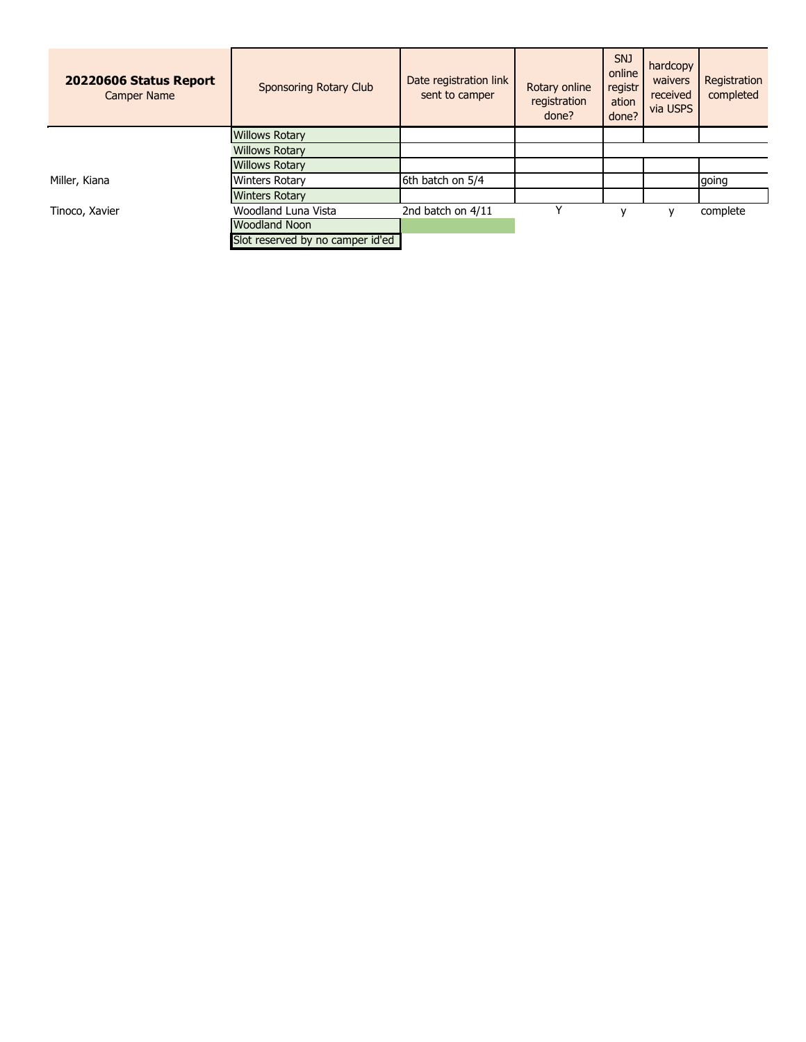| **20220606 Status Report** Camper Name | Sponsoring Rotary Club | Date registration link sent to camper | Rotary online registration done? | SNJ online registration done? | hardcopy waivers received via USPS | Registration completed |
|---|---|---|---|---|---|---|
| | Willows Rotary | | | | | |
| | Willows Rotary | | | | | |
| | Willows Rotary | | | | | |
| Miller, Kiana | Winters Rotary | 6th batch on 5/4 | | | | going |
| | Winters Rotary | | | | | |
| Tinoco, Xavier | Woodland Luna Vista | 2nd batch on 4/11 | Y | y | y | complete |
| | Woodland Noon | | | | | |
| | Slot reserved by no camper id'ed | | | | | |